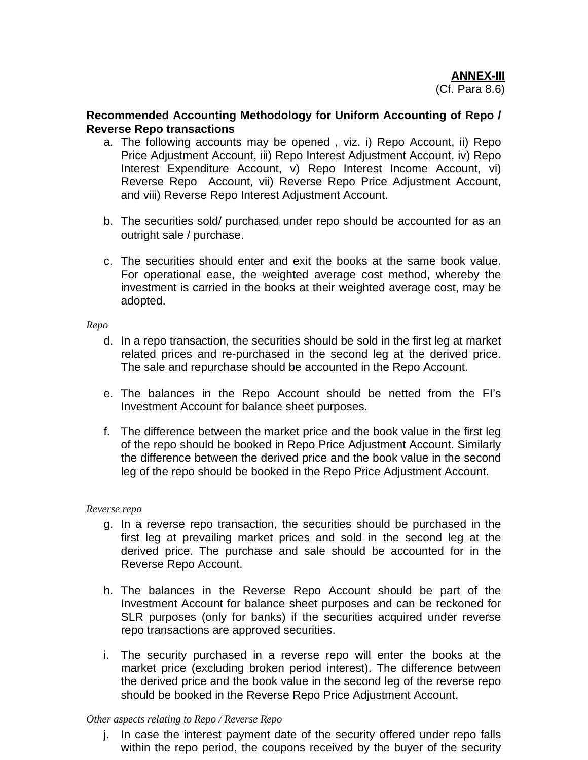**ANNEX-III**
(Cf. Para 8.6)

**Recommended Accounting Methodology for Uniform Accounting of Repo / Reverse Repo transactions**

a. The following accounts may be opened , viz. i) Repo Account, ii) Repo Price Adjustment Account, iii) Repo Interest Adjustment Account, iv) Repo Interest Expenditure Account, v) Repo Interest Income Account, vi) Reverse Repo Account, vii) Reverse Repo Price Adjustment Account, and viii) Reverse Repo Interest Adjustment Account.

b. The securities sold/ purchased under repo should be accounted for as an outright sale / purchase.

c. The securities should enter and exit the books at the same book value. For operational ease, the weighted average cost method, whereby the investment is carried in the books at their weighted average cost, may be adopted.

*Repo*

d. In a repo transaction, the securities should be sold in the first leg at market related prices and re-purchased in the second leg at the derived price. The sale and repurchase should be accounted in the Repo Account.

e. The balances in the Repo Account should be netted from the FI's Investment Account for balance sheet purposes.

f. The difference between the market price and the book value in the first leg of the repo should be booked in Repo Price Adjustment Account. Similarly the difference between the derived price and the book value in the second leg of the repo should be booked in the Repo Price Adjustment Account.

*Reverse repo*

g. In a reverse repo transaction, the securities should be purchased in the first leg at prevailing market prices and sold in the second leg at the derived price. The purchase and sale should be accounted for in the Reverse Repo Account.

h. The balances in the Reverse Repo Account should be part of the Investment Account for balance sheet purposes and can be reckoned for SLR purposes (only for banks) if the securities acquired under reverse repo transactions are approved securities.

i. The security purchased in a reverse repo will enter the books at the market price (excluding broken period interest). The difference between the derived price and the book value in the second leg of the reverse repo should be booked in the Reverse Repo Price Adjustment Account.

*Other aspects relating to Repo / Reverse Repo*

j. In case the interest payment date of the security offered under repo falls within the repo period, the coupons received by the buyer of the security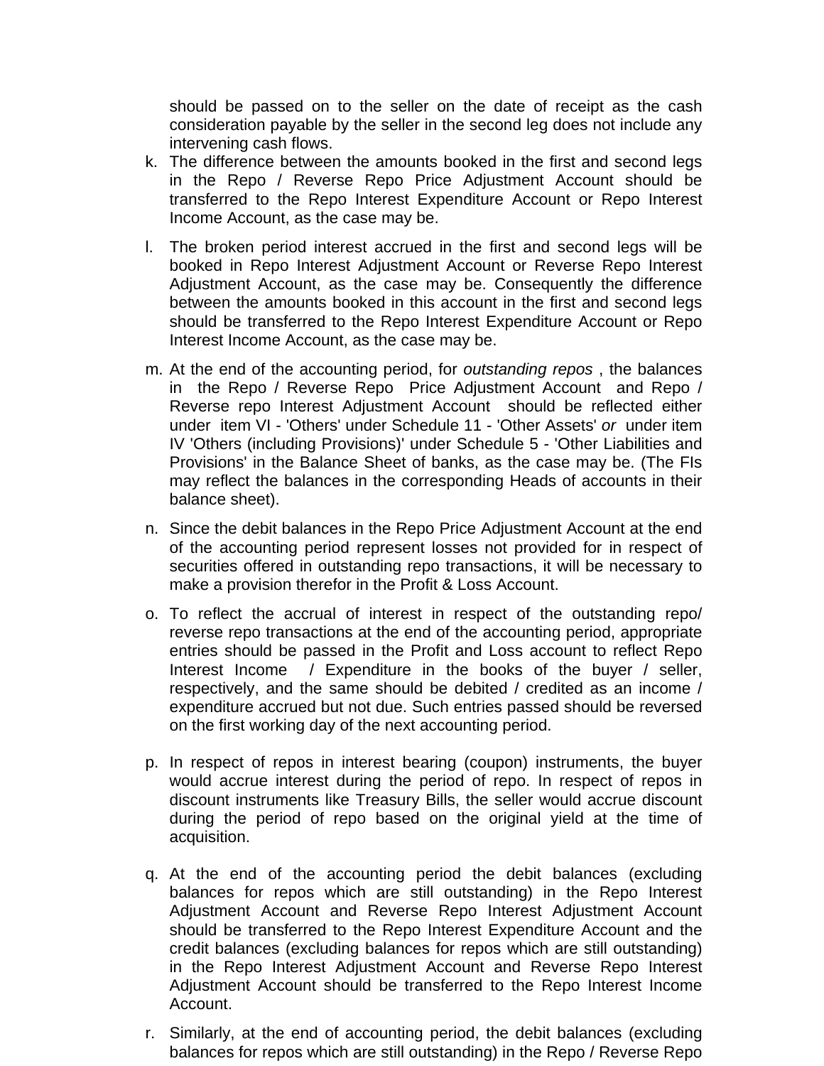should be passed on to the seller on the date of receipt as the cash consideration payable by the seller in the second leg does not include any intervening cash flows.

k. The difference between the amounts booked in the first and second legs in the Repo / Reverse Repo Price Adjustment Account should be transferred to the Repo Interest Expenditure Account or Repo Interest Income Account, as the case may be.

l. The broken period interest accrued in the first and second legs will be booked in Repo Interest Adjustment Account or Reverse Repo Interest Adjustment Account, as the case may be. Consequently the difference between the amounts booked in this account in the first and second legs should be transferred to the Repo Interest Expenditure Account or Repo Interest Income Account, as the case may be.

m. At the end of the accounting period, for *outstanding repos* , the balances in the Repo / Reverse Repo Price Adjustment Account and Repo / Reverse repo Interest Adjustment Account should be reflected either under item VI - 'Others' under Schedule 11 - 'Other Assets' *or* under item IV 'Others (including Provisions)' under Schedule 5 - 'Other Liabilities and Provisions' in the Balance Sheet of banks, as the case may be. (The FIs may reflect the balances in the corresponding Heads of accounts in their balance sheet).

n. Since the debit balances in the Repo Price Adjustment Account at the end of the accounting period represent losses not provided for in respect of securities offered in outstanding repo transactions, it will be necessary to make a provision therefor in the Profit & Loss Account.

o. To reflect the accrual of interest in respect of the outstanding repo/ reverse repo transactions at the end of the accounting period, appropriate entries should be passed in the Profit and Loss account to reflect Repo Interest Income / Expenditure in the books of the buyer / seller, respectively, and the same should be debited / credited as an income / expenditure accrued but not due. Such entries passed should be reversed on the first working day of the next accounting period.

p. In respect of repos in interest bearing (coupon) instruments, the buyer would accrue interest during the period of repo. In respect of repos in discount instruments like Treasury Bills, the seller would accrue discount during the period of repo based on the original yield at the time of acquisition.

q. At the end of the accounting period the debit balances (excluding balances for repos which are still outstanding) in the Repo Interest Adjustment Account and Reverse Repo Interest Adjustment Account should be transferred to the Repo Interest Expenditure Account and the credit balances (excluding balances for repos which are still outstanding) in the Repo Interest Adjustment Account and Reverse Repo Interest Adjustment Account should be transferred to the Repo Interest Income Account.

r. Similarly, at the end of accounting period, the debit balances (excluding balances for repos which are still outstanding) in the Repo / Reverse Repo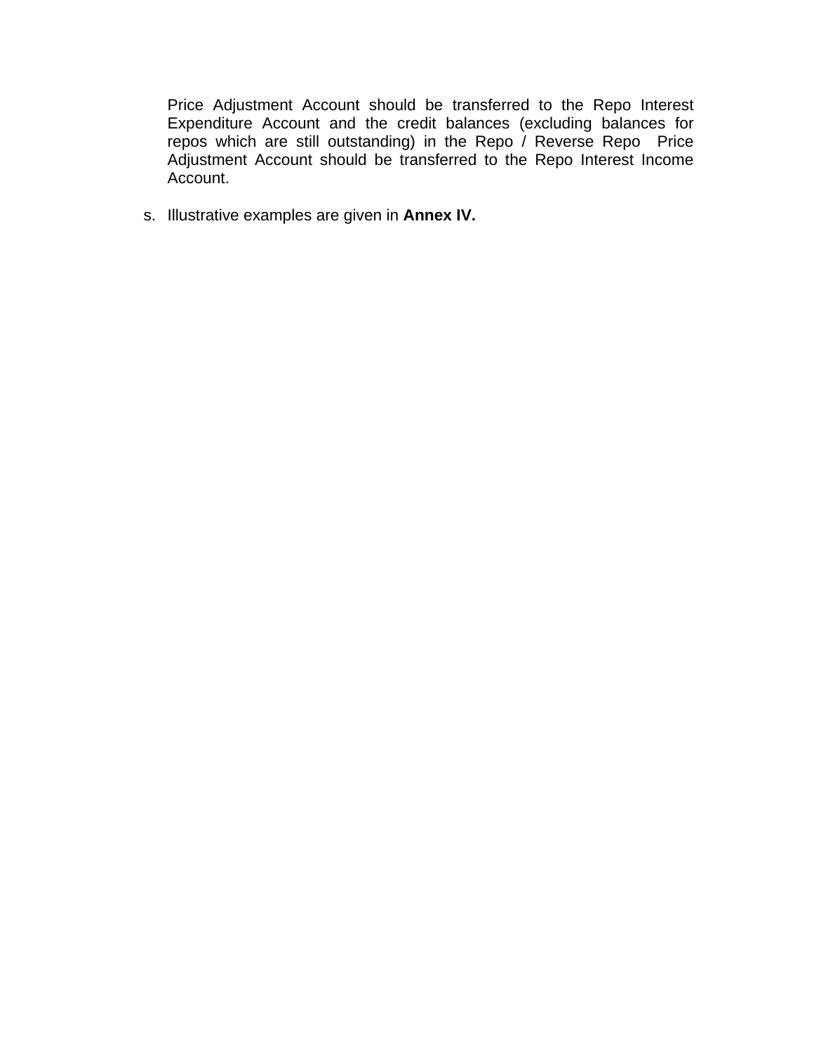Price Adjustment Account should be transferred to the Repo Interest Expenditure Account and the credit balances (excluding balances for repos which are still outstanding) in the Repo / Reverse Repo Price Adjustment Account should be transferred to the Repo Interest Income Account.

s. Illustrative examples are given in **Annex IV.**